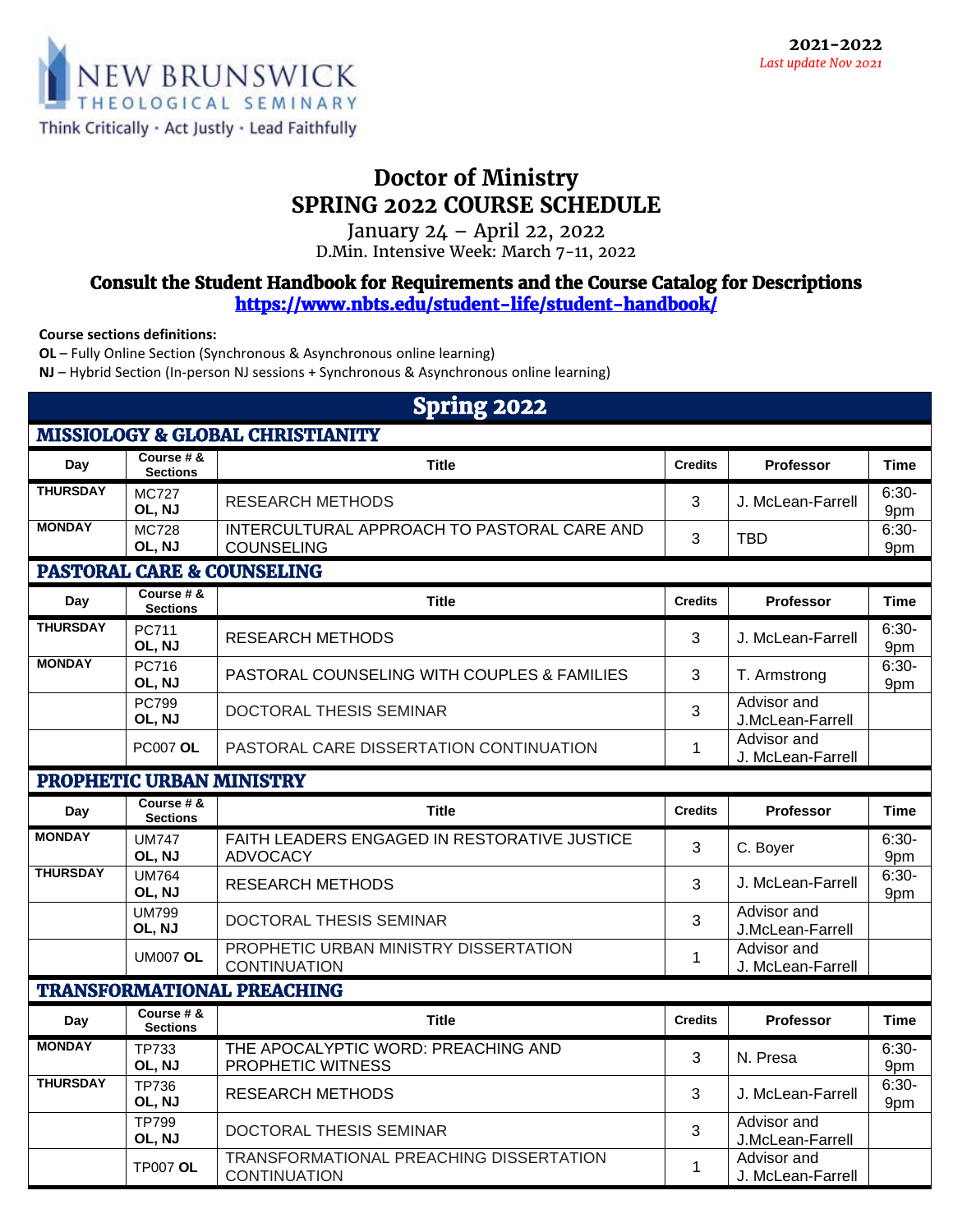NEW BRUNSWICK THEOLOGICAL SEMINARY

Think Critically · Act Justly · Lead Faithfully

**2021-2022**

*Last update Nov 2021*

# Doctor of Ministry
# SPRING 2022 COURSE SCHEDULE

January 24 – April 22, 2022

D.Min. Intensive Week: March 7-11, 2022

## Consult the Student Handbook for Requirements and the Course Catalog for Descriptions

**https://www.nbts.edu/student-life/student-handbook/**

**Course sections definitions:**

**OL** – Fully Online Section (Synchronous & Asynchronous online learning)

**NJ** – Hybrid Section (In-person NJ sessions + Synchronous & Asynchronous online learning)

## Spring 2022

### MISSIOLOGY & GLOBAL CHRISTIANITY

| Day | Course # & Sections | Title | Credits | Professor | Time |
|---|---|---|---|---|---|
| **THURSDAY** | MC727 **OL, NJ** | RESEARCH METHODS | 3 | J. McLean-Farrell | 6:30-9pm |
| **MONDAY** | MC728 **OL, NJ** | INTERCULTURAL APPROACH TO PASTORAL CARE AND COUNSELING | 3 | TBD | 6:30-9pm |

### PASTORAL CARE & COUNSELING

| Day | Course # & Sections | Title | Credits | Professor | Time |
|---|---|---|---|---|---|
| **THURSDAY** | PC711 **OL, NJ** | RESEARCH METHODS | 3 | J. McLean-Farrell | 6:30-9pm |
| **MONDAY** | PC716 **OL, NJ** | PASTORAL COUNSELING WITH COUPLES & FAMILIES | 3 | T. Armstrong | 6:30-9pm |
| | PC799 **OL, NJ** | DOCTORAL THESIS SEMINAR | 3 | Advisor and J.McLean-Farrell | |
| | PC007 **OL** | PASTORAL CARE DISSERTATION CONTINUATION | 1 | Advisor and J. McLean-Farrell | |

### PROPHETIC URBAN MINISTRY

| Day | Course # & Sections | Title | Credits | Professor | Time |
|---|---|---|---|---|---|
| **MONDAY** | UM747 **OL, NJ** | FAITH LEADERS ENGAGED IN RESTORATIVE JUSTICE ADVOCACY | 3 | C. Boyer | 6:30-9pm |
| **THURSDAY** | UM764 **OL, NJ** | RESEARCH METHODS | 3 | J. McLean-Farrell | 6:30-9pm |
| | UM799 **OL, NJ** | DOCTORAL THESIS SEMINAR | 3 | Advisor and J.McLean-Farrell | |
| | UM007 **OL** | PROPHETIC URBAN MINISTRY DISSERTATION CONTINUATION | 1 | Advisor and J. McLean-Farrell | |

### TRANSFORMATIONAL PREACHING

| Day | Course # & Sections | Title | Credits | Professor | Time |
|---|---|---|---|---|---|
| **MONDAY** | TP733 **OL, NJ** | THE APOCALYPTIC WORD: PREACHING AND PROPHETIC WITNESS | 3 | N. Presa | 6:30-9pm |
| **THURSDAY** | TP736 **OL, NJ** | RESEARCH METHODS | 3 | J. McLean-Farrell | 6:30-9pm |
| | TP799 **OL, NJ** | DOCTORAL THESIS SEMINAR | 3 | Advisor and J.McLean-Farrell | |
| | TP007 **OL** | TRANSFORMATIONAL PREACHING DISSERTATION CONTINUATION | 1 | Advisor and J. McLean-Farrell | |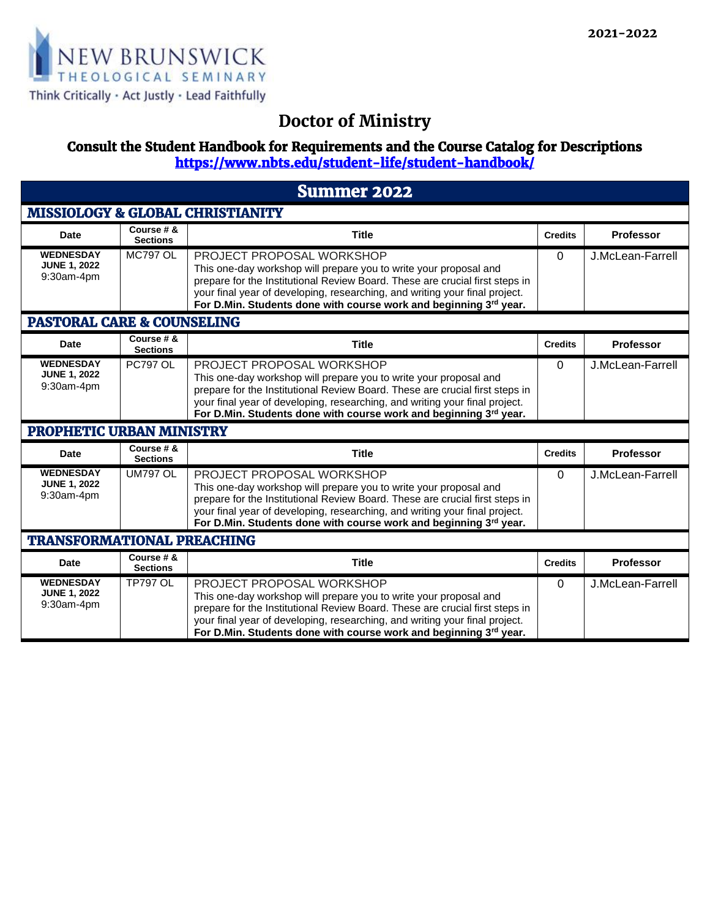2021-2022

New Brunswick Theological Seminary

Think Critically · Act Justly · Lead Faithfully

# Doctor of Ministry

## Consult the Student Handbook for Requirements and the Course Catalog for Descriptions

https://www.nbts.edu/student-life/student-handbook/

## Summer 2022

### MISSIOLOGY & GLOBAL CHRISTIANITY

| Date | Course # & Sections | Title | Credits | Professor |
|---|---|---|---|---|
| **WEDNESDAY JUNE 1, 2022** 9:30am-4pm | MC797 OL | PROJECT PROPOSAL WORKSHOP This one-day workshop will prepare you to write your proposal and prepare for the Institutional Review Board. These are crucial first steps in your final year of developing, researching, and writing your final project. **For D.Min. Students done with course work and beginning 3rd year.** | 0 | J.McLean-Farrell |

### PASTORAL CARE & COUNSELING

| Date | Course # & Sections | Title | Credits | Professor |
|---|---|---|---|---|
| **WEDNESDAY JUNE 1, 2022** 9:30am-4pm | PC797 OL | PROJECT PROPOSAL WORKSHOP This one-day workshop will prepare you to write your proposal and prepare for the Institutional Review Board. These are crucial first steps in your final year of developing, researching, and writing your final project. **For D.Min. Students done with course work and beginning 3rd year.** | 0 | J.McLean-Farrell |

### PROPHETIC URBAN MINISTRY

| Date | Course # & Sections | Title | Credits | Professor |
|---|---|---|---|---|
| **WEDNESDAY JUNE 1, 2022** 9:30am-4pm | UM797 OL | PROJECT PROPOSAL WORKSHOP This one-day workshop will prepare you to write your proposal and prepare for the Institutional Review Board. These are crucial first steps in your final year of developing, researching, and writing your final project. **For D.Min. Students done with course work and beginning 3rd year.** | 0 | J.McLean-Farrell |

### TRANSFORMATIONAL PREACHING

| Date | Course # & Sections | Title | Credits | Professor |
|---|---|---|---|---|
| **WEDNESDAY JUNE 1, 2022** 9:30am-4pm | TP797 OL | PROJECT PROPOSAL WORKSHOP This one-day workshop will prepare you to write your proposal and prepare for the Institutional Review Board. These are crucial first steps in your final year of developing, researching, and writing your final project. **For D.Min. Students done with course work and beginning 3rd year.** | 0 | J.McLean-Farrell |